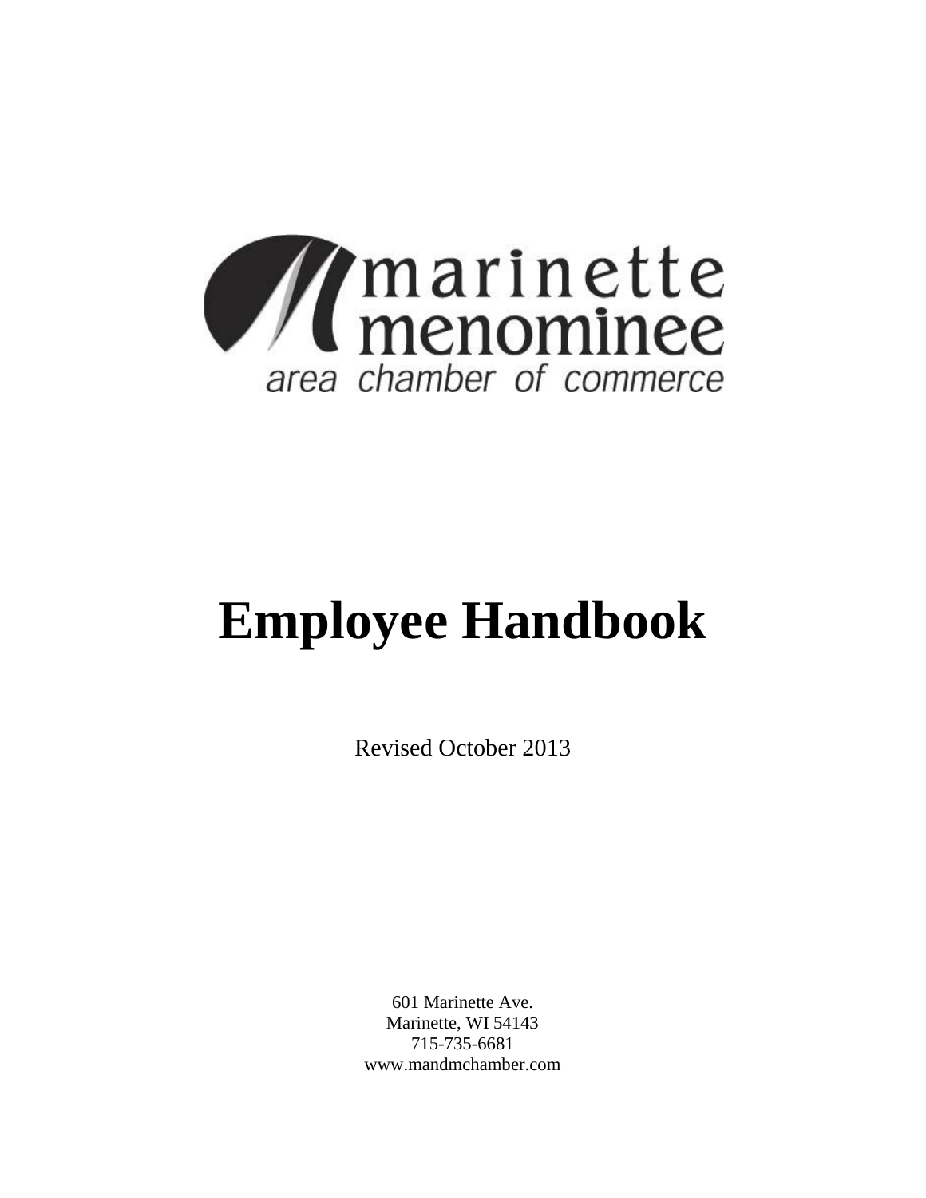marinette
menominee
area chamber of commerce

# Employee Handbook

Revised October 2013

601 Marinette Ave.
Marinette, WI 54143
715-735-6681
www.mandmchamber.com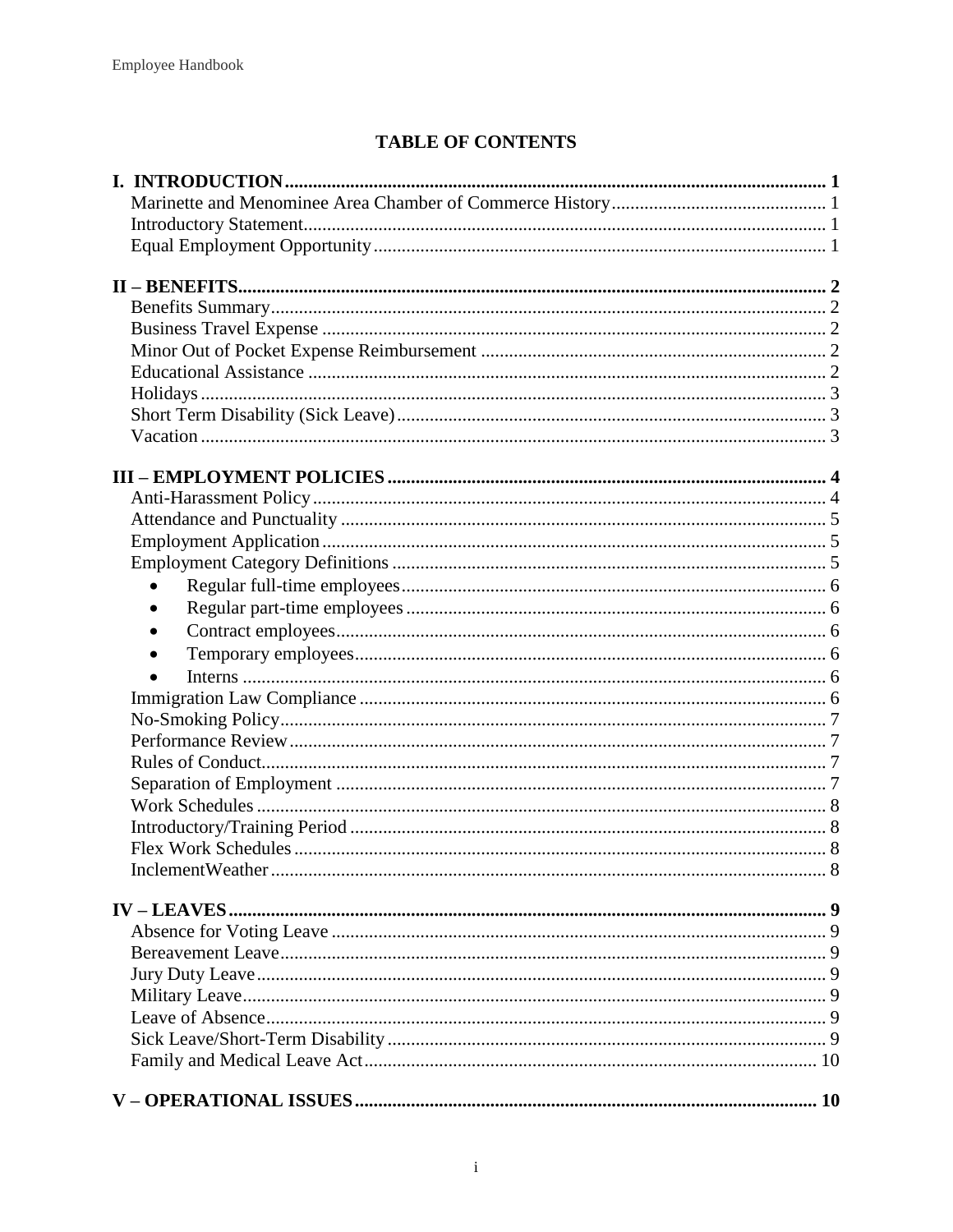# TABLE OF CONTENTS

**I. INTRODUCTION** .......... **1**
- Marinette and Menominee Area Chamber of Commerce History .......... 1
- Introductory Statement .......... 1
- Equal Employment Opportunity .......... 1

**II – BENEFITS** .......... **2**
- Benefits Summary .......... 2
- Business Travel Expense .......... 2
- Minor Out of Pocket Expense Reimbursement .......... 2
- Educational Assistance .......... 2
- Holidays .......... 3
- Short Term Disability (Sick Leave) .......... 3
- Vacation .......... 3

**III – EMPLOYMENT POLICIES** .......... **4**
- Anti-Harassment Policy .......... 4
- Attendance and Punctuality .......... 5
- Employment Application .......... 5
- Employment Category Definitions .......... 5
  - Regular full-time employees .......... 6
  - Regular part-time employees .......... 6
  - Contract employees .......... 6
  - Temporary employees .......... 6
  - Interns .......... 6
- Immigration Law Compliance .......... 6
- No-Smoking Policy .......... 7
- Performance Review .......... 7
- Rules of Conduct .......... 7
- Separation of Employment .......... 7
- Work Schedules .......... 8
- Introductory/Training Period .......... 8
- Flex Work Schedules .......... 8
- InclementWeather .......... 8

**IV – LEAVES** .......... **9**
- Absence for Voting Leave .......... 9
- Bereavement Leave .......... 9
- Jury Duty Leave .......... 9
- Military Leave .......... 9
- Leave of Absence .......... 9
- Sick Leave/Short-Term Disability .......... 9
- Family and Medical Leave Act .......... 10

**V – OPERATIONAL ISSUES** .......... **10**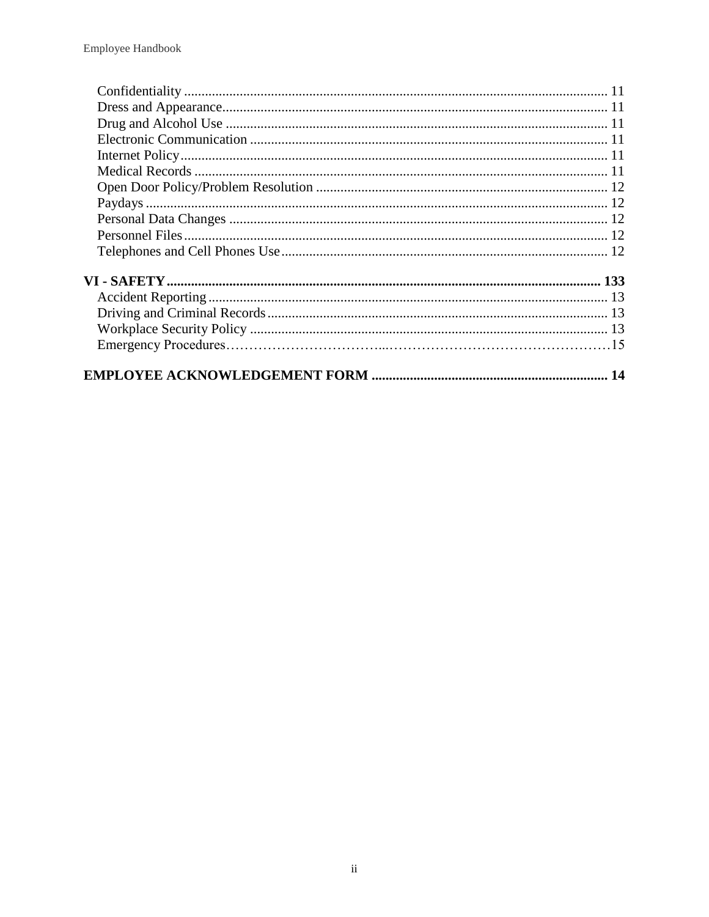Confidentiality ........................................................................................................................ 11
Dress and Appearance.............................................................................................................. 11
Drug and Alcohol Use .............................................................................................................. 11
Electronic Communication ...................................................................................................... 11
Internet Policy.......................................................................................................................... 11
Medical Records ...................................................................................................................... 11
Open Door Policy/Problem Resolution .................................................................................... 12
Paydays .................................................................................................................................... 12
Personal Data Changes ............................................................................................................ 12
Personnel Files ......................................................................................................................... 12
Telephones and Cell Phones Use ............................................................................................. 12

**VI - SAFETY ........................................................................................................................... 133**
Accident Reporting .................................................................................................................. 13
Driving and Criminal Records .................................................................................................. 13
Workplace Security Policy ....................................................................................................... 13
Emergency Procedures……………………………...……………………………………………15

**EMPLOYEE ACKNOWLEDGEMENT FORM .................................................................... 14**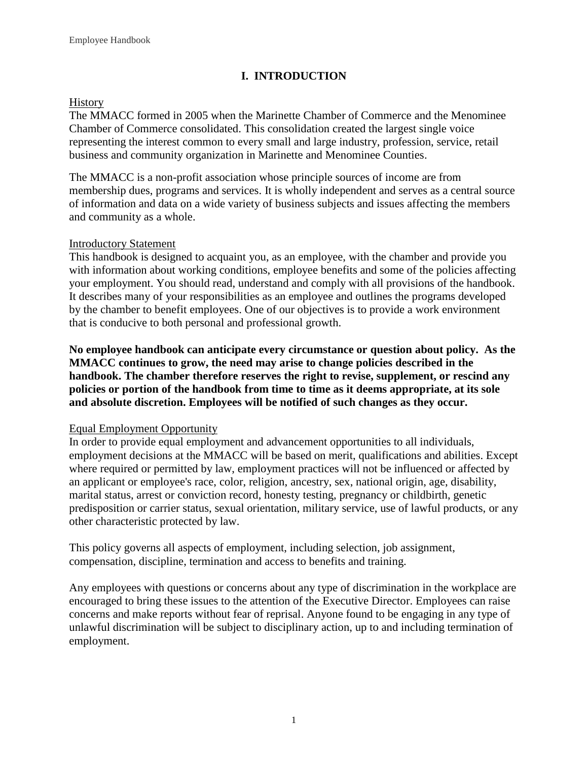# I. INTRODUCTION

<u>History</u>

The MMACC formed in 2005 when the Marinette Chamber of Commerce and the Menominee Chamber of Commerce consolidated. This consolidation created the largest single voice representing the interest common to every small and large industry, profession, service, retail business and community organization in Marinette and Menominee Counties.

The MMACC is a non-profit association whose principle sources of income are from membership dues, programs and services. It is wholly independent and serves as a central source of information and data on a wide variety of business subjects and issues affecting the members and community as a whole.

<u>Introductory Statement</u>

This handbook is designed to acquaint you, as an employee, with the chamber and provide you with information about working conditions, employee benefits and some of the policies affecting your employment. You should read, understand and comply with all provisions of the handbook. It describes many of your responsibilities as an employee and outlines the programs developed by the chamber to benefit employees. One of our objectives is to provide a work environment that is conducive to both personal and professional growth.

**No employee handbook can anticipate every circumstance or question about policy. As the MMACC continues to grow, the need may arise to change policies described in the handbook. The chamber therefore reserves the right to revise, supplement, or rescind any policies or portion of the handbook from time to time as it deems appropriate, at its sole and absolute discretion. Employees will be notified of such changes as they occur.**

<u>Equal Employment Opportunity</u>

In order to provide equal employment and advancement opportunities to all individuals, employment decisions at the MMACC will be based on merit, qualifications and abilities. Except where required or permitted by law, employment practices will not be influenced or affected by an applicant or employee's race, color, religion, ancestry, sex, national origin, age, disability, marital status, arrest or conviction record, honesty testing, pregnancy or childbirth, genetic predisposition or carrier status, sexual orientation, military service, use of lawful products, or any other characteristic protected by law.

This policy governs all aspects of employment, including selection, job assignment, compensation, discipline, termination and access to benefits and training.

Any employees with questions or concerns about any type of discrimination in the workplace are encouraged to bring these issues to the attention of the Executive Director. Employees can raise concerns and make reports without fear of reprisal. Anyone found to be engaging in any type of unlawful discrimination will be subject to disciplinary action, up to and including termination of employment.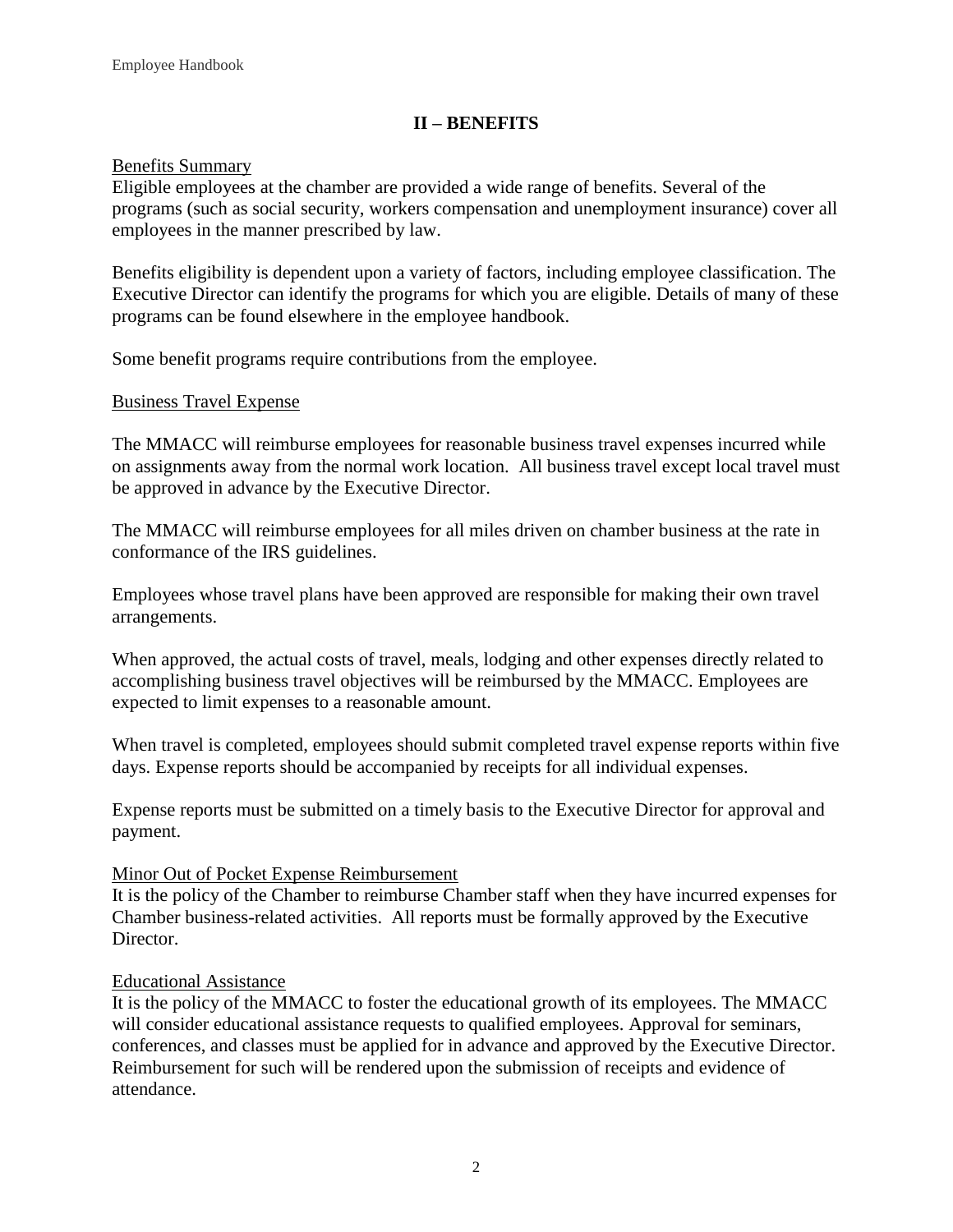## II – BENEFITS

<u>Benefits Summary</u>

Eligible employees at the chamber are provided a wide range of benefits. Several of the programs (such as social security, workers compensation and unemployment insurance) cover all employees in the manner prescribed by law.

Benefits eligibility is dependent upon a variety of factors, including employee classification. The Executive Director can identify the programs for which you are eligible. Details of many of these programs can be found elsewhere in the employee handbook.

Some benefit programs require contributions from the employee.

<u>Business Travel Expense</u>

The MMACC will reimburse employees for reasonable business travel expenses incurred while on assignments away from the normal work location. All business travel except local travel must be approved in advance by the Executive Director.

The MMACC will reimburse employees for all miles driven on chamber business at the rate in conformance of the IRS guidelines.

Employees whose travel plans have been approved are responsible for making their own travel arrangements.

When approved, the actual costs of travel, meals, lodging and other expenses directly related to accomplishing business travel objectives will be reimbursed by the MMACC. Employees are expected to limit expenses to a reasonable amount.

When travel is completed, employees should submit completed travel expense reports within five days. Expense reports should be accompanied by receipts for all individual expenses.

Expense reports must be submitted on a timely basis to the Executive Director for approval and payment.

<u>Minor Out of Pocket Expense Reimbursement</u>

It is the policy of the Chamber to reimburse Chamber staff when they have incurred expenses for Chamber business-related activities. All reports must be formally approved by the Executive Director.

<u>Educational Assistance</u>

It is the policy of the MMACC to foster the educational growth of its employees. The MMACC will consider educational assistance requests to qualified employees. Approval for seminars, conferences, and classes must be applied for in advance and approved by the Executive Director. Reimbursement for such will be rendered upon the submission of receipts and evidence of attendance.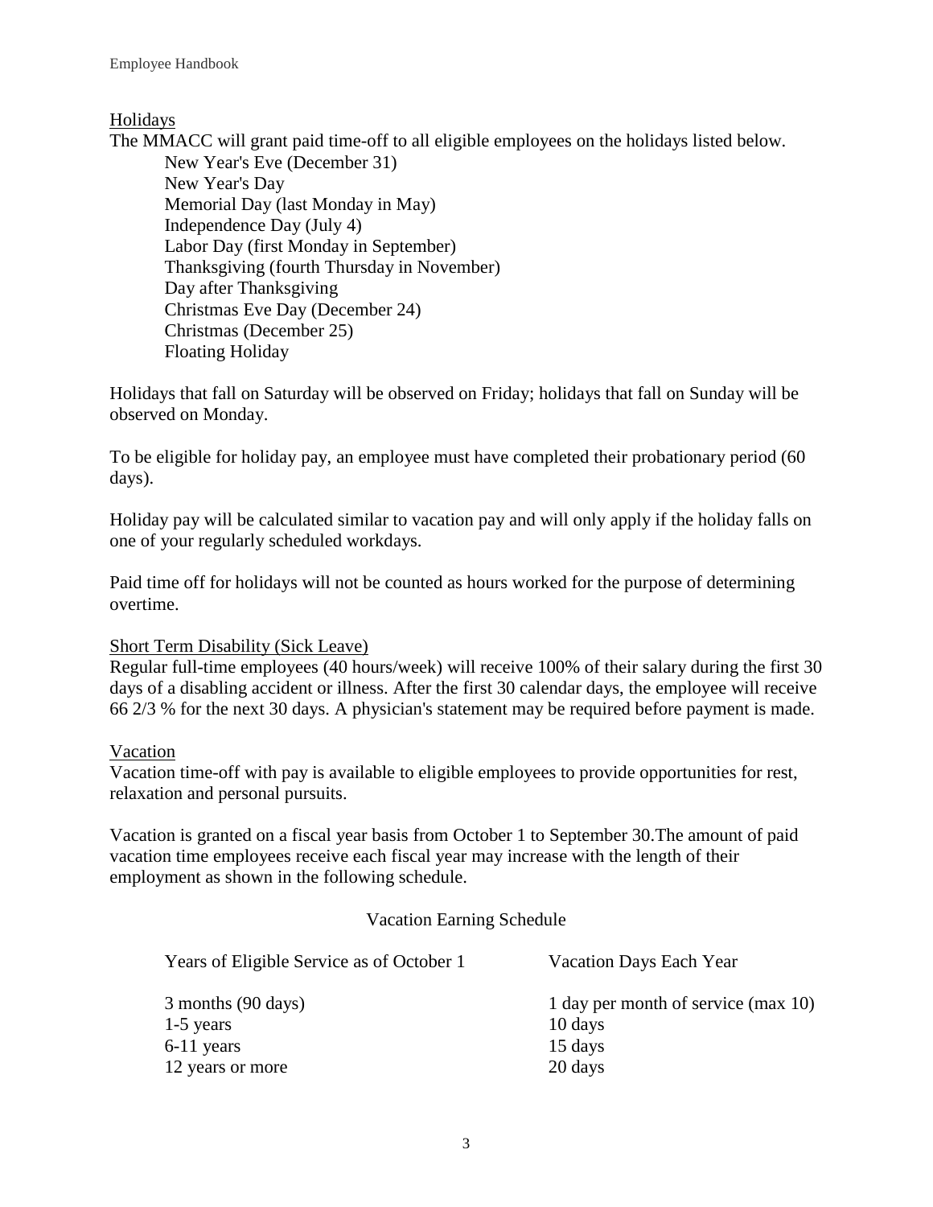## Holidays

The MMACC will grant paid time-off to all eligible employees on the holidays listed below.

- New Year's Eve (December 31)
- New Year's Day
- Memorial Day (last Monday in May)
- Independence Day (July 4)
- Labor Day (first Monday in September)
- Thanksgiving (fourth Thursday in November)
- Day after Thanksgiving
- Christmas Eve Day (December 24)
- Christmas (December 25)
- Floating Holiday

Holidays that fall on Saturday will be observed on Friday; holidays that fall on Sunday will be observed on Monday.

To be eligible for holiday pay, an employee must have completed their probationary period (60 days).

Holiday pay will be calculated similar to vacation pay and will only apply if the holiday falls on one of your regularly scheduled workdays.

Paid time off for holidays will not be counted as hours worked for the purpose of determining overtime.

## Short Term Disability (Sick Leave)

Regular full-time employees (40 hours/week) will receive 100% of their salary during the first 30 days of a disabling accident or illness. After the first 30 calendar days, the employee will receive 66 2/3 % for the next 30 days. A physician's statement may be required before payment is made.

## Vacation

Vacation time-off with pay is available to eligible employees to provide opportunities for rest, relaxation and personal pursuits.

Vacation is granted on a fiscal year basis from October 1 to September 30.The amount of paid vacation time employees receive each fiscal year may increase with the length of their employment as shown in the following schedule.

Vacation Earning Schedule

| Years of Eligible Service as of October 1 | Vacation Days Each Year |
|---|---|
| 3 months (90 days) | 1 day per month of service (max 10) |
| 1-5 years | 10 days |
| 6-11 years | 15 days |
| 12 years or more | 20 days |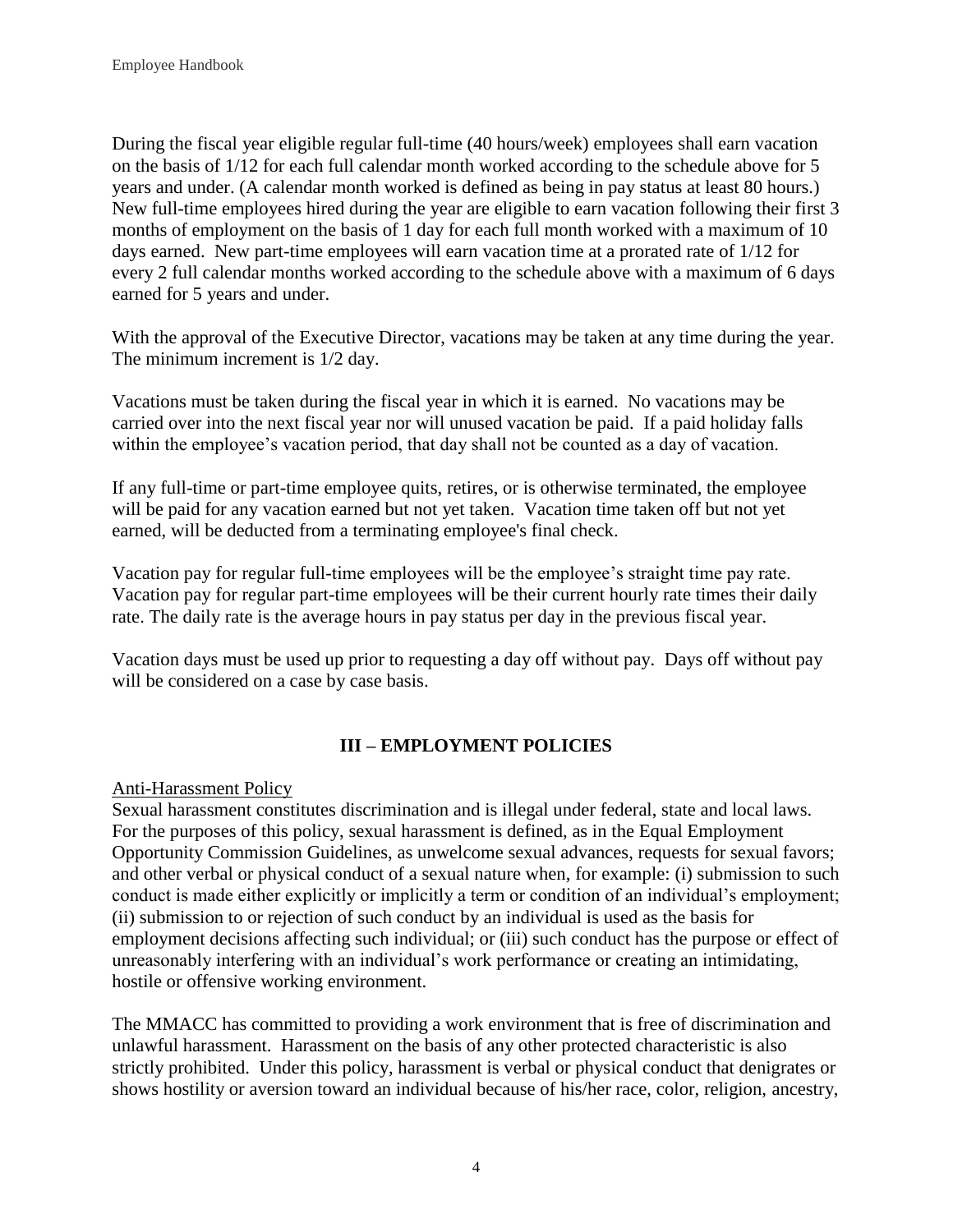During the fiscal year eligible regular full-time (40 hours/week) employees shall earn vacation on the basis of 1/12 for each full calendar month worked according to the schedule above for 5 years and under. (A calendar month worked is defined as being in pay status at least 80 hours.) New full-time employees hired during the year are eligible to earn vacation following their first 3 months of employment on the basis of 1 day for each full month worked with a maximum of 10 days earned. New part-time employees will earn vacation time at a prorated rate of 1/12 for every 2 full calendar months worked according to the schedule above with a maximum of 6 days earned for 5 years and under.

With the approval of the Executive Director, vacations may be taken at any time during the year. The minimum increment is 1/2 day.

Vacations must be taken during the fiscal year in which it is earned. No vacations may be carried over into the next fiscal year nor will unused vacation be paid. If a paid holiday falls within the employee's vacation period, that day shall not be counted as a day of vacation.

If any full-time or part-time employee quits, retires, or is otherwise terminated, the employee will be paid for any vacation earned but not yet taken. Vacation time taken off but not yet earned, will be deducted from a terminating employee's final check.

Vacation pay for regular full-time employees will be the employee's straight time pay rate. Vacation pay for regular part-time employees will be their current hourly rate times their daily rate. The daily rate is the average hours in pay status per day in the previous fiscal year.

Vacation days must be used up prior to requesting a day off without pay. Days off without pay will be considered on a case by case basis.

## III – EMPLOYMENT POLICIES

<u>Anti-Harassment Policy</u>

Sexual harassment constitutes discrimination and is illegal under federal, state and local laws. For the purposes of this policy, sexual harassment is defined, as in the Equal Employment Opportunity Commission Guidelines, as unwelcome sexual advances, requests for sexual favors; and other verbal or physical conduct of a sexual nature when, for example: (i) submission to such conduct is made either explicitly or implicitly a term or condition of an individual's employment; (ii) submission to or rejection of such conduct by an individual is used as the basis for employment decisions affecting such individual; or (iii) such conduct has the purpose or effect of unreasonably interfering with an individual's work performance or creating an intimidating, hostile or offensive working environment.

The MMACC has committed to providing a work environment that is free of discrimination and unlawful harassment. Harassment on the basis of any other protected characteristic is also strictly prohibited. Under this policy, harassment is verbal or physical conduct that denigrates or shows hostility or aversion toward an individual because of his/her race, color, religion, ancestry,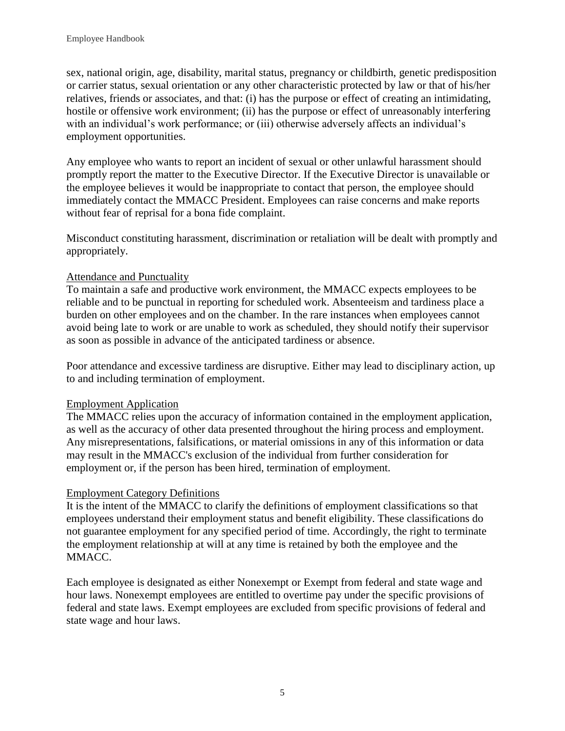sex, national origin, age, disability, marital status, pregnancy or childbirth, genetic predisposition or carrier status, sexual orientation or any other characteristic protected by law or that of his/her relatives, friends or associates, and that: (i) has the purpose or effect of creating an intimidating, hostile or offensive work environment; (ii) has the purpose or effect of unreasonably interfering with an individual's work performance; or (iii) otherwise adversely affects an individual's employment opportunities.

Any employee who wants to report an incident of sexual or other unlawful harassment should promptly report the matter to the Executive Director. If the Executive Director is unavailable or the employee believes it would be inappropriate to contact that person, the employee should immediately contact the MMACC President. Employees can raise concerns and make reports without fear of reprisal for a bona fide complaint.

Misconduct constituting harassment, discrimination or retaliation will be dealt with promptly and appropriately.

## Attendance and Punctuality

To maintain a safe and productive work environment, the MMACC expects employees to be reliable and to be punctual in reporting for scheduled work. Absenteeism and tardiness place a burden on other employees and on the chamber. In the rare instances when employees cannot avoid being late to work or are unable to work as scheduled, they should notify their supervisor as soon as possible in advance of the anticipated tardiness or absence.

Poor attendance and excessive tardiness are disruptive. Either may lead to disciplinary action, up to and including termination of employment.

## Employment Application

The MMACC relies upon the accuracy of information contained in the employment application, as well as the accuracy of other data presented throughout the hiring process and employment. Any misrepresentations, falsifications, or material omissions in any of this information or data may result in the MMACC's exclusion of the individual from further consideration for employment or, if the person has been hired, termination of employment.

## Employment Category Definitions

It is the intent of the MMACC to clarify the definitions of employment classifications so that employees understand their employment status and benefit eligibility. These classifications do not guarantee employment for any specified period of time. Accordingly, the right to terminate the employment relationship at will at any time is retained by both the employee and the MMACC.

Each employee is designated as either Nonexempt or Exempt from federal and state wage and hour laws. Nonexempt employees are entitled to overtime pay under the specific provisions of federal and state laws. Exempt employees are excluded from specific provisions of federal and state wage and hour laws.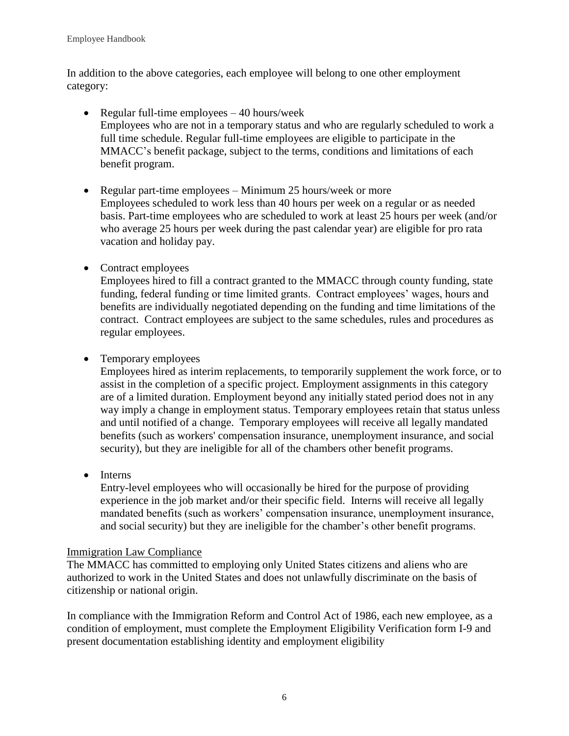In addition to the above categories, each employee will belong to one other employment category:

- Regular full-time employees – 40 hours/week
  Employees who are not in a temporary status and who are regularly scheduled to work a full time schedule. Regular full-time employees are eligible to participate in the MMACC's benefit package, subject to the terms, conditions and limitations of each benefit program.

- Regular part-time employees – Minimum 25 hours/week or more
  Employees scheduled to work less than 40 hours per week on a regular or as needed basis. Part-time employees who are scheduled to work at least 25 hours per week (and/or who average 25 hours per week during the past calendar year) are eligible for pro rata vacation and holiday pay.

- Contract employees
  Employees hired to fill a contract granted to the MMACC through county funding, state funding, federal funding or time limited grants. Contract employees' wages, hours and benefits are individually negotiated depending on the funding and time limitations of the contract. Contract employees are subject to the same schedules, rules and procedures as regular employees.

- Temporary employees
  Employees hired as interim replacements, to temporarily supplement the work force, or to assist in the completion of a specific project. Employment assignments in this category are of a limited duration. Employment beyond any initially stated period does not in any way imply a change in employment status. Temporary employees retain that status unless and until notified of a change. Temporary employees will receive all legally mandated benefits (such as workers' compensation insurance, unemployment insurance, and social security), but they are ineligible for all of the chambers other benefit programs.

- Interns
  Entry-level employees who will occasionally be hired for the purpose of providing experience in the job market and/or their specific field. Interns will receive all legally mandated benefits (such as workers' compensation insurance, unemployment insurance, and social security) but they are ineligible for the chamber's other benefit programs.

## Immigration Law Compliance

The MMACC has committed to employing only United States citizens and aliens who are authorized to work in the United States and does not unlawfully discriminate on the basis of citizenship or national origin.

In compliance with the Immigration Reform and Control Act of 1986, each new employee, as a condition of employment, must complete the Employment Eligibility Verification form I-9 and present documentation establishing identity and employment eligibility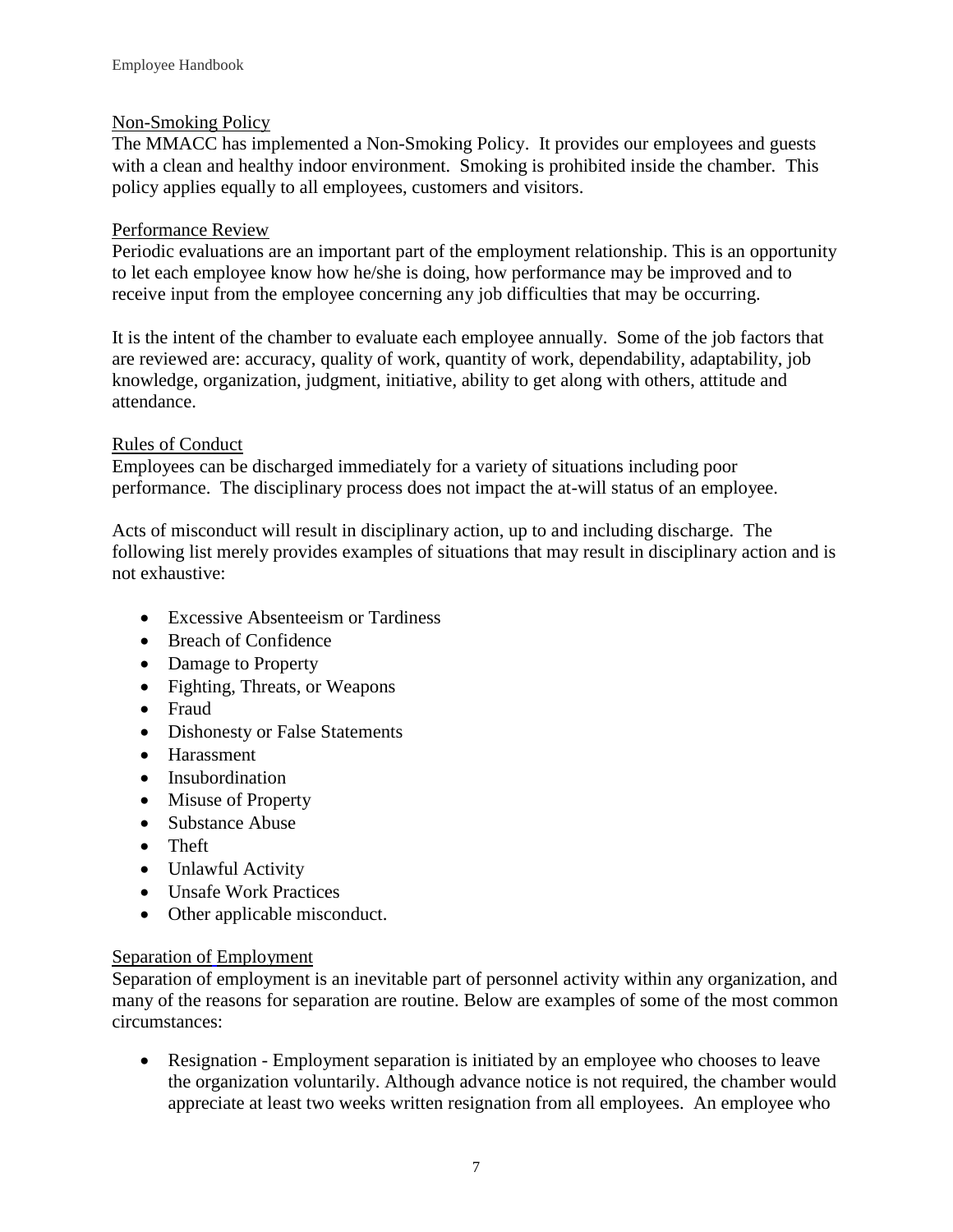## Non-Smoking Policy

The MMACC has implemented a Non-Smoking Policy. It provides our employees and guests with a clean and healthy indoor environment. Smoking is prohibited inside the chamber. This policy applies equally to all employees, customers and visitors.

## Performance Review

Periodic evaluations are an important part of the employment relationship. This is an opportunity to let each employee know how he/she is doing, how performance may be improved and to receive input from the employee concerning any job difficulties that may be occurring.

It is the intent of the chamber to evaluate each employee annually. Some of the job factors that are reviewed are: accuracy, quality of work, quantity of work, dependability, adaptability, job knowledge, organization, judgment, initiative, ability to get along with others, attitude and attendance.

## Rules of Conduct

Employees can be discharged immediately for a variety of situations including poor performance. The disciplinary process does not impact the at-will status of an employee.

Acts of misconduct will result in disciplinary action, up to and including discharge. The following list merely provides examples of situations that may result in disciplinary action and is not exhaustive:

- Excessive Absenteeism or Tardiness
- Breach of Confidence
- Damage to Property
- Fighting, Threats, or Weapons
- Fraud
- Dishonesty or False Statements
- Harassment
- Insubordination
- Misuse of Property
- Substance Abuse
- Theft
- Unlawful Activity
- Unsafe Work Practices
- Other applicable misconduct.

## Separation of Employment

Separation of employment is an inevitable part of personnel activity within any organization, and many of the reasons for separation are routine. Below are examples of some of the most common circumstances:

- Resignation - Employment separation is initiated by an employee who chooses to leave the organization voluntarily. Although advance notice is not required, the chamber would appreciate at least two weeks written resignation from all employees. An employee who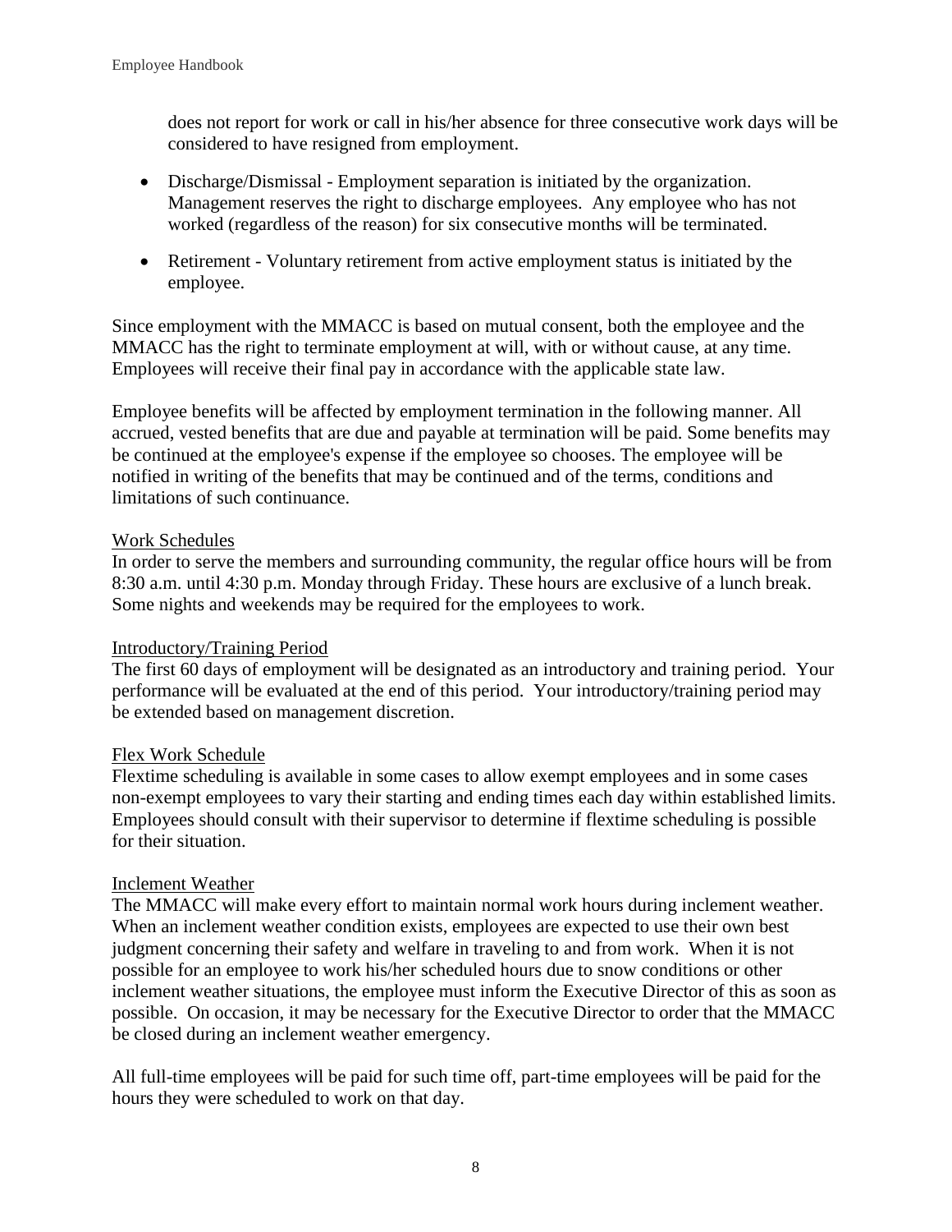does not report for work or call in his/her absence for three consecutive work days will be considered to have resigned from employment.

- Discharge/Dismissal - Employment separation is initiated by the organization. Management reserves the right to discharge employees. Any employee who has not worked (regardless of the reason) for six consecutive months will be terminated.
- Retirement - Voluntary retirement from active employment status is initiated by the employee.

Since employment with the MMACC is based on mutual consent, both the employee and the MMACC has the right to terminate employment at will, with or without cause, at any time. Employees will receive their final pay in accordance with the applicable state law.

Employee benefits will be affected by employment termination in the following manner. All accrued, vested benefits that are due and payable at termination will be paid. Some benefits may be continued at the employee's expense if the employee so chooses. The employee will be notified in writing of the benefits that may be continued and of the terms, conditions and limitations of such continuance.

<u>Work Schedules</u>

In order to serve the members and surrounding community, the regular office hours will be from 8:30 a.m. until 4:30 p.m. Monday through Friday. These hours are exclusive of a lunch break. Some nights and weekends may be required for the employees to work.

<u>Introductory/Training Period</u>

The first 60 days of employment will be designated as an introductory and training period. Your performance will be evaluated at the end of this period. Your introductory/training period may be extended based on management discretion.

<u>Flex Work Schedule</u>

Flextime scheduling is available in some cases to allow exempt employees and in some cases non-exempt employees to vary their starting and ending times each day within established limits. Employees should consult with their supervisor to determine if flextime scheduling is possible for their situation.

<u>Inclement Weather</u>

The MMACC will make every effort to maintain normal work hours during inclement weather. When an inclement weather condition exists, employees are expected to use their own best judgment concerning their safety and welfare in traveling to and from work. When it is not possible for an employee to work his/her scheduled hours due to snow conditions or other inclement weather situations, the employee must inform the Executive Director of this as soon as possible. On occasion, it may be necessary for the Executive Director to order that the MMACC be closed during an inclement weather emergency.

All full-time employees will be paid for such time off, part-time employees will be paid for the hours they were scheduled to work on that day.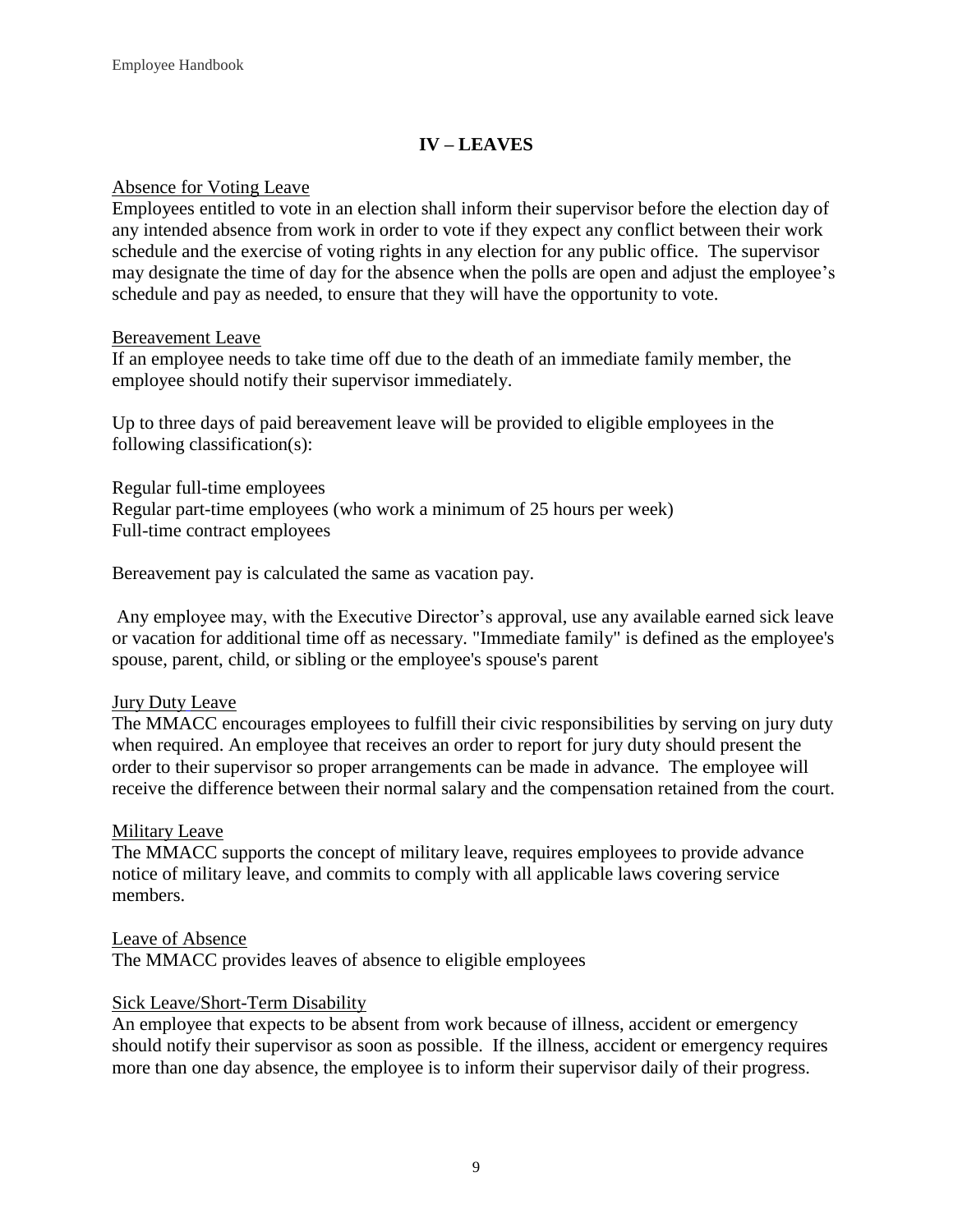## IV – LEAVES

Absence for Voting Leave

Employees entitled to vote in an election shall inform their supervisor before the election day of any intended absence from work in order to vote if they expect any conflict between their work schedule and the exercise of voting rights in any election for any public office. The supervisor may designate the time of day for the absence when the polls are open and adjust the employee's schedule and pay as needed, to ensure that they will have the opportunity to vote.

Bereavement Leave

If an employee needs to take time off due to the death of an immediate family member, the employee should notify their supervisor immediately.

Up to three days of paid bereavement leave will be provided to eligible employees in the following classification(s):

Regular full-time employees
Regular part-time employees (who work a minimum of 25 hours per week)
Full-time contract employees

Bereavement pay is calculated the same as vacation pay.

Any employee may, with the Executive Director's approval, use any available earned sick leave or vacation for additional time off as necessary. "Immediate family" is defined as the employee's spouse, parent, child, or sibling or the employee's spouse's parent

Jury Duty Leave

The MMACC encourages employees to fulfill their civic responsibilities by serving on jury duty when required. An employee that receives an order to report for jury duty should present the order to their supervisor so proper arrangements can be made in advance. The employee will receive the difference between their normal salary and the compensation retained from the court.

Military Leave

The MMACC supports the concept of military leave, requires employees to provide advance notice of military leave, and commits to comply with all applicable laws covering service members.

Leave of Absence

The MMACC provides leaves of absence to eligible employees

Sick Leave/Short-Term Disability

An employee that expects to be absent from work because of illness, accident or emergency should notify their supervisor as soon as possible. If the illness, accident or emergency requires more than one day absence, the employee is to inform their supervisor daily of their progress.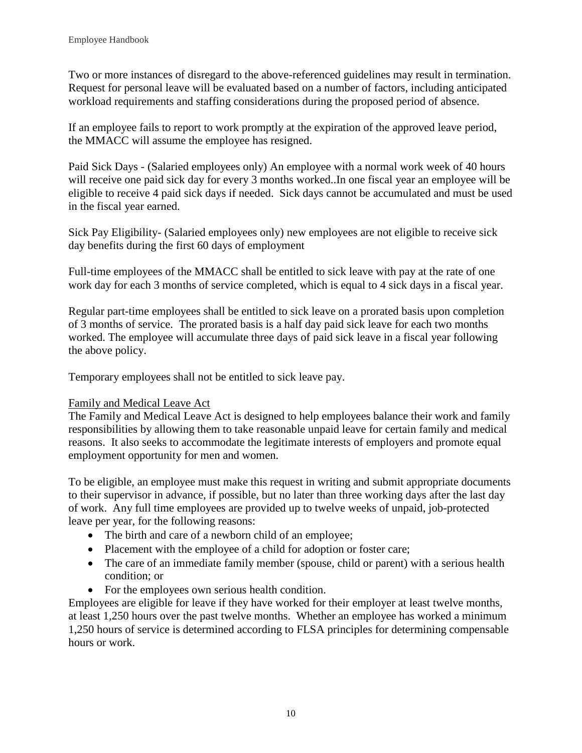Two or more instances of disregard to the above-referenced guidelines may result in termination. Request for personal leave will be evaluated based on a number of factors, including anticipated workload requirements and staffing considerations during the proposed period of absence.

If an employee fails to report to work promptly at the expiration of the approved leave period, the MMACC will assume the employee has resigned.

Paid Sick Days - (Salaried employees only) An employee with a normal work week of 40 hours will receive one paid sick day for every 3 months worked..In one fiscal year an employee will be eligible to receive 4 paid sick days if needed. Sick days cannot be accumulated and must be used in the fiscal year earned.

Sick Pay Eligibility- (Salaried employees only) new employees are not eligible to receive sick day benefits during the first 60 days of employment

Full-time employees of the MMACC shall be entitled to sick leave with pay at the rate of one work day for each 3 months of service completed, which is equal to 4 sick days in a fiscal year.

Regular part-time employees shall be entitled to sick leave on a prorated basis upon completion of 3 months of service. The prorated basis is a half day paid sick leave for each two months worked. The employee will accumulate three days of paid sick leave in a fiscal year following the above policy.

Temporary employees shall not be entitled to sick leave pay.

<u>Family and Medical Leave Act</u>

The Family and Medical Leave Act is designed to help employees balance their work and family responsibilities by allowing them to take reasonable unpaid leave for certain family and medical reasons. It also seeks to accommodate the legitimate interests of employers and promote equal employment opportunity for men and women.

To be eligible, an employee must make this request in writing and submit appropriate documents to their supervisor in advance, if possible, but no later than three working days after the last day of work. Any full time employees are provided up to twelve weeks of unpaid, job-protected leave per year, for the following reasons:

- The birth and care of a newborn child of an employee;
- Placement with the employee of a child for adoption or foster care;
- The care of an immediate family member (spouse, child or parent) with a serious health condition; or
- For the employees own serious health condition.

Employees are eligible for leave if they have worked for their employer at least twelve months, at least 1,250 hours over the past twelve months. Whether an employee has worked a minimum 1,250 hours of service is determined according to FLSA principles for determining compensable hours or work.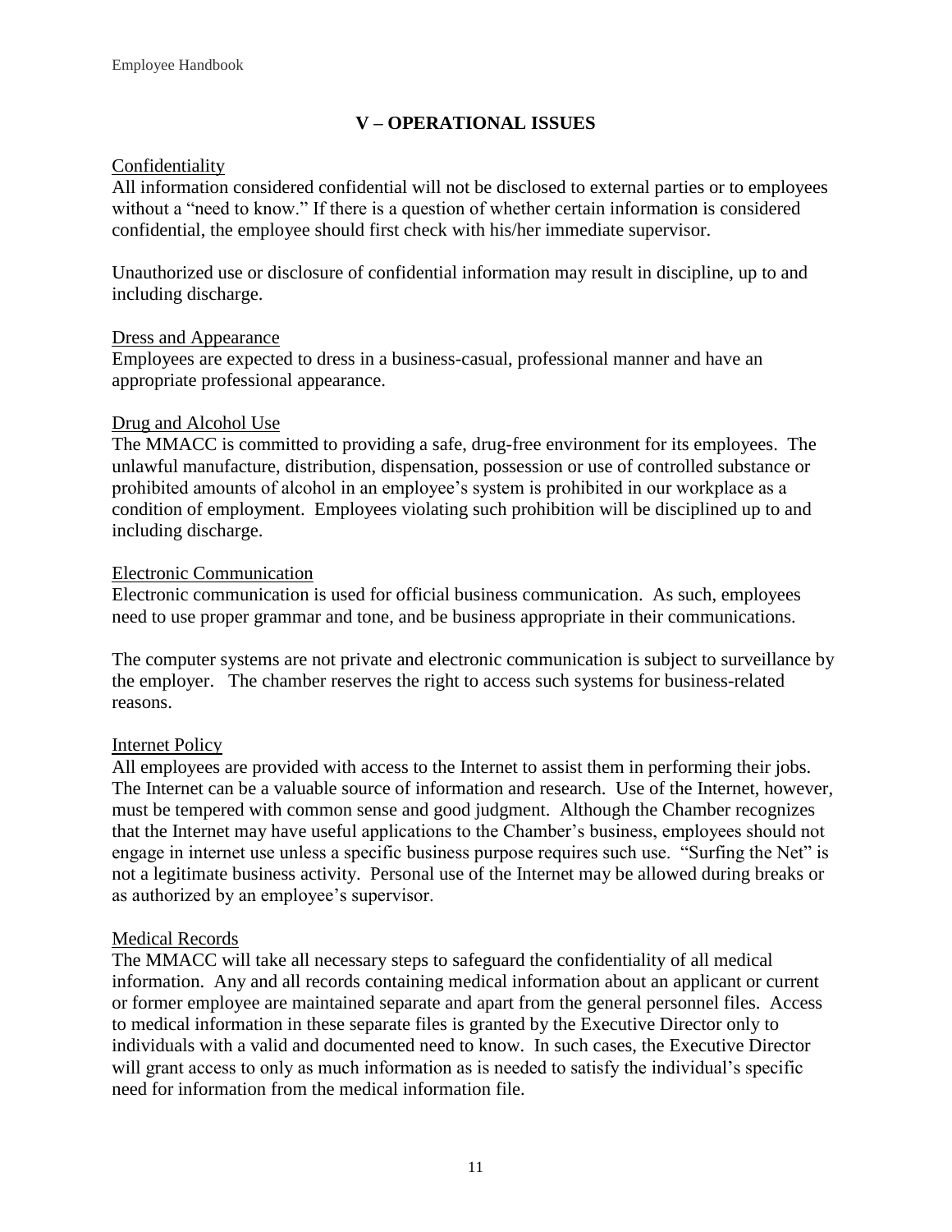## V – OPERATIONAL ISSUES

### Confidentiality

All information considered confidential will not be disclosed to external parties or to employees without a "need to know." If there is a question of whether certain information is considered confidential, the employee should first check with his/her immediate supervisor.

Unauthorized use or disclosure of confidential information may result in discipline, up to and including discharge.

### Dress and Appearance

Employees are expected to dress in a business-casual, professional manner and have an appropriate professional appearance.

### Drug and Alcohol Use

The MMACC is committed to providing a safe, drug-free environment for its employees. The unlawful manufacture, distribution, dispensation, possession or use of controlled substance or prohibited amounts of alcohol in an employee's system is prohibited in our workplace as a condition of employment. Employees violating such prohibition will be disciplined up to and including discharge.

### Electronic Communication

Electronic communication is used for official business communication. As such, employees need to use proper grammar and tone, and be business appropriate in their communications.

The computer systems are not private and electronic communication is subject to surveillance by the employer. The chamber reserves the right to access such systems for business-related reasons.

### Internet Policy

All employees are provided with access to the Internet to assist them in performing their jobs. The Internet can be a valuable source of information and research. Use of the Internet, however, must be tempered with common sense and good judgment. Although the Chamber recognizes that the Internet may have useful applications to the Chamber's business, employees should not engage in internet use unless a specific business purpose requires such use. "Surfing the Net" is not a legitimate business activity. Personal use of the Internet may be allowed during breaks or as authorized by an employee's supervisor.

### Medical Records

The MMACC will take all necessary steps to safeguard the confidentiality of all medical information. Any and all records containing medical information about an applicant or current or former employee are maintained separate and apart from the general personnel files. Access to medical information in these separate files is granted by the Executive Director only to individuals with a valid and documented need to know. In such cases, the Executive Director will grant access to only as much information as is needed to satisfy the individual's specific need for information from the medical information file.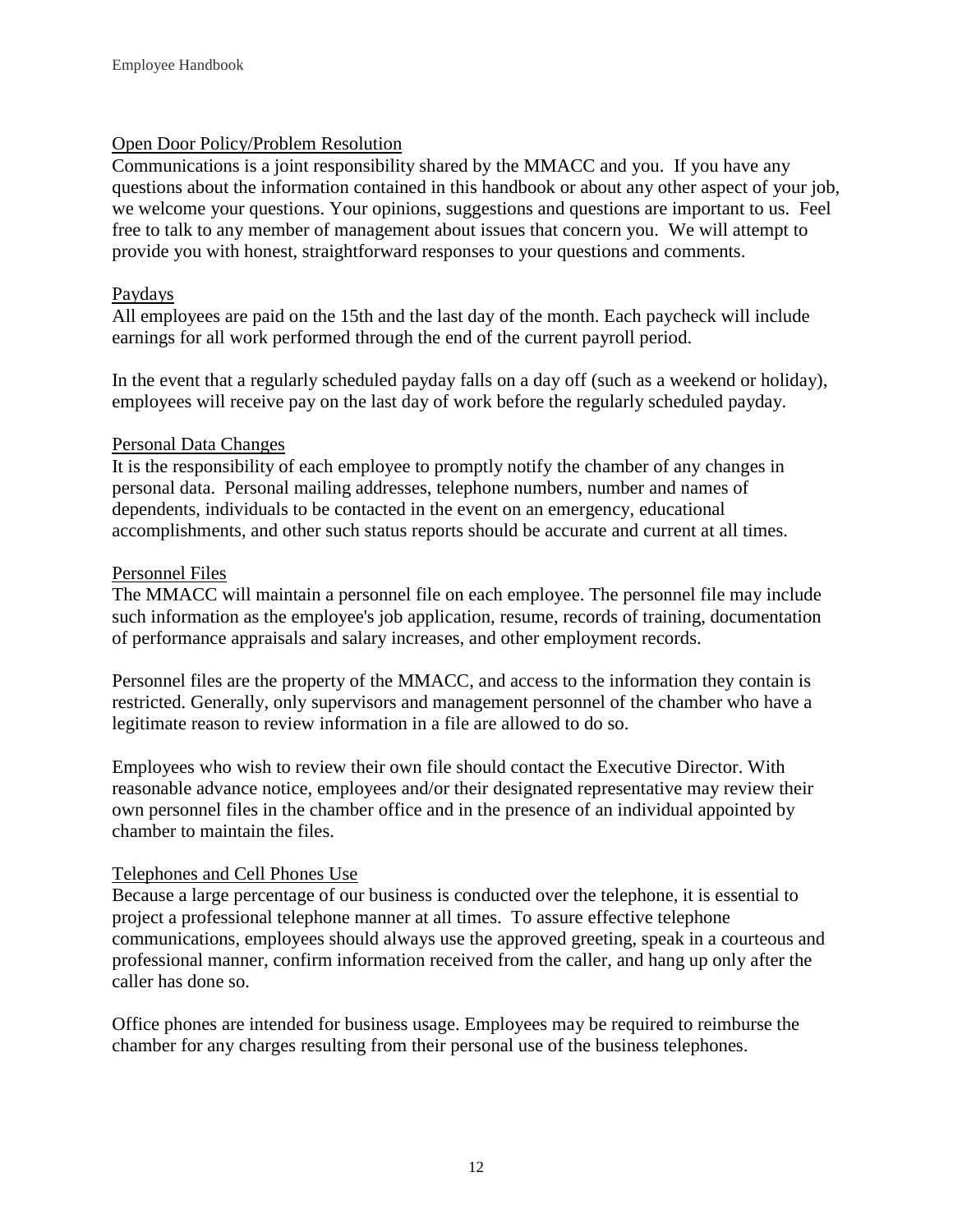## Open Door Policy/Problem Resolution

Communications is a joint responsibility shared by the MMACC and you. If you have any questions about the information contained in this handbook or about any other aspect of your job, we welcome your questions. Your opinions, suggestions and questions are important to us. Feel free to talk to any member of management about issues that concern you. We will attempt to provide you with honest, straightforward responses to your questions and comments.

## Paydays

All employees are paid on the 15th and the last day of the month. Each paycheck will include earnings for all work performed through the end of the current payroll period.

In the event that a regularly scheduled payday falls on a day off (such as a weekend or holiday), employees will receive pay on the last day of work before the regularly scheduled payday.

## Personal Data Changes

It is the responsibility of each employee to promptly notify the chamber of any changes in personal data. Personal mailing addresses, telephone numbers, number and names of dependents, individuals to be contacted in the event on an emergency, educational accomplishments, and other such status reports should be accurate and current at all times.

## Personnel Files

The MMACC will maintain a personnel file on each employee. The personnel file may include such information as the employee's job application, resume, records of training, documentation of performance appraisals and salary increases, and other employment records.

Personnel files are the property of the MMACC, and access to the information they contain is restricted. Generally, only supervisors and management personnel of the chamber who have a legitimate reason to review information in a file are allowed to do so.

Employees who wish to review their own file should contact the Executive Director. With reasonable advance notice, employees and/or their designated representative may review their own personnel files in the chamber office and in the presence of an individual appointed by chamber to maintain the files.

## Telephones and Cell Phones Use

Because a large percentage of our business is conducted over the telephone, it is essential to project a professional telephone manner at all times. To assure effective telephone communications, employees should always use the approved greeting, speak in a courteous and professional manner, confirm information received from the caller, and hang up only after the caller has done so.

Office phones are intended for business usage. Employees may be required to reimburse the chamber for any charges resulting from their personal use of the business telephones.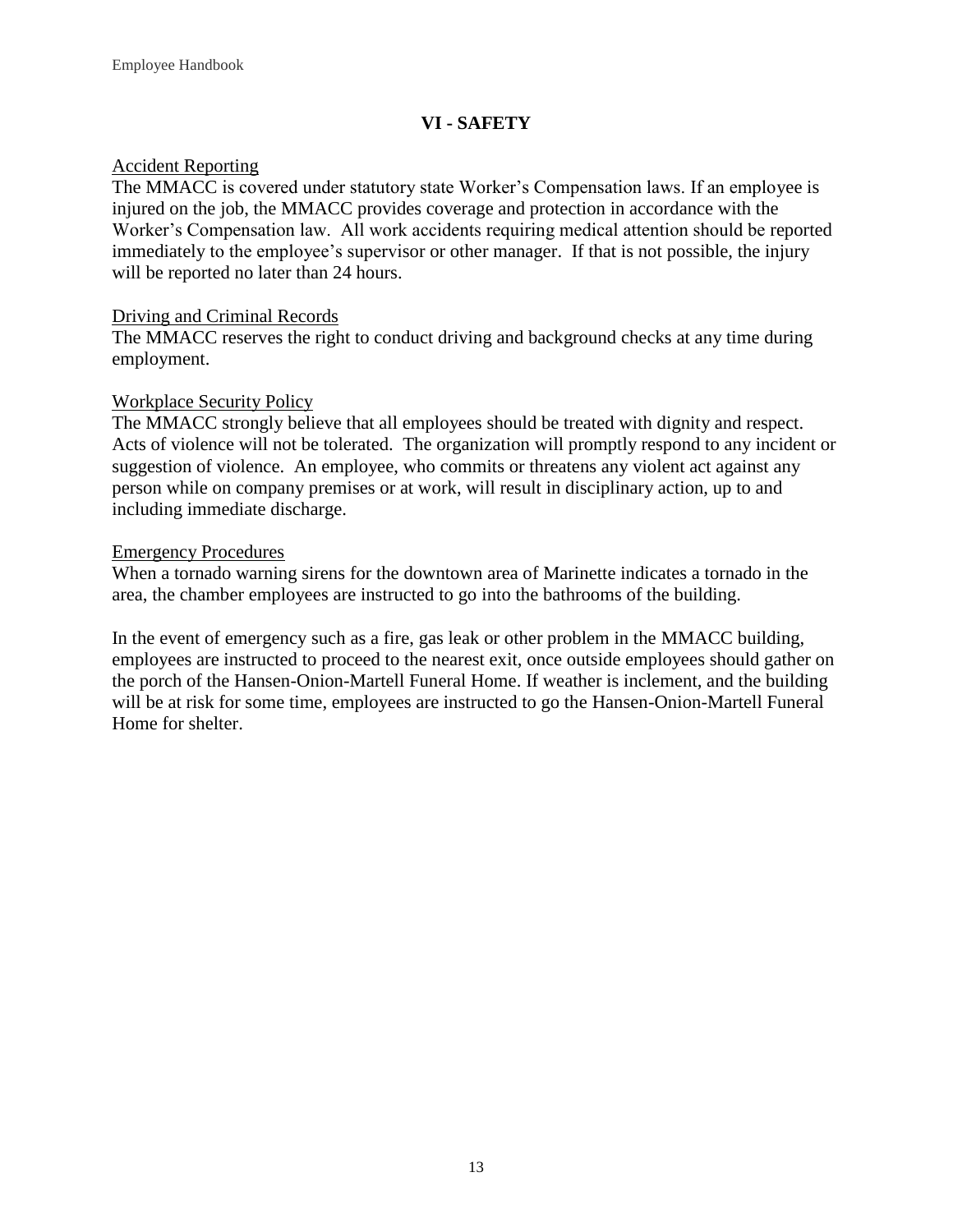## VI - SAFETY

<u>Accident Reporting</u>

The MMACC is covered under statutory state Worker's Compensation laws. If an employee is injured on the job, the MMACC provides coverage and protection in accordance with the Worker's Compensation law. All work accidents requiring medical attention should be reported immediately to the employee's supervisor or other manager. If that is not possible, the injury will be reported no later than 24 hours.

<u>Driving and Criminal Records</u>

The MMACC reserves the right to conduct driving and background checks at any time during employment.

<u>Workplace Security Policy</u>

The MMACC strongly believe that all employees should be treated with dignity and respect. Acts of violence will not be tolerated. The organization will promptly respond to any incident or suggestion of violence. An employee, who commits or threatens any violent act against any person while on company premises or at work, will result in disciplinary action, up to and including immediate discharge.

<u>Emergency Procedures</u>

When a tornado warning sirens for the downtown area of Marinette indicates a tornado in the area, the chamber employees are instructed to go into the bathrooms of the building.

In the event of emergency such as a fire, gas leak or other problem in the MMACC building, employees are instructed to proceed to the nearest exit, once outside employees should gather on the porch of the Hansen-Onion-Martell Funeral Home. If weather is inclement, and the building will be at risk for some time, employees are instructed to go the Hansen-Onion-Martell Funeral Home for shelter.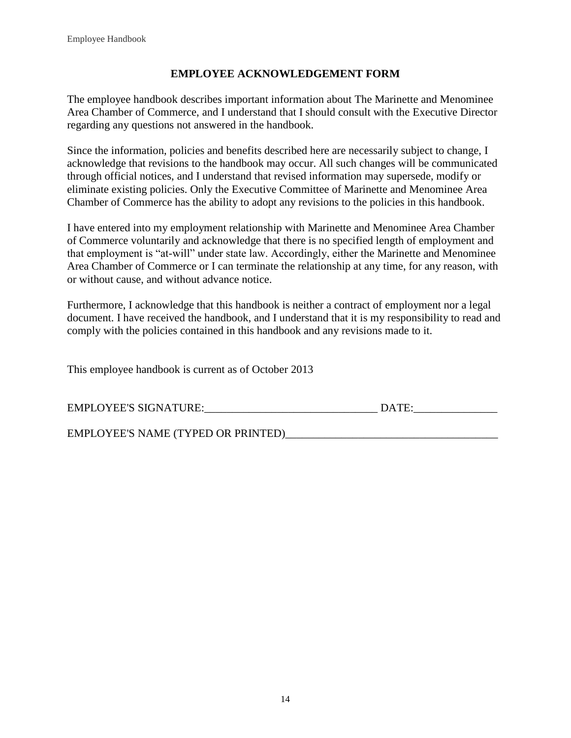# EMPLOYEE ACKNOWLEDGEMENT FORM

The employee handbook describes important information about The Marinette and Menominee Area Chamber of Commerce, and I understand that I should consult with the Executive Director regarding any questions not answered in the handbook.

Since the information, policies and benefits described here are necessarily subject to change, I acknowledge that revisions to the handbook may occur. All such changes will be communicated through official notices, and I understand that revised information may supersede, modify or eliminate existing policies. Only the Executive Committee of Marinette and Menominee Area Chamber of Commerce has the ability to adopt any revisions to the policies in this handbook.

I have entered into my employment relationship with Marinette and Menominee Area Chamber of Commerce voluntarily and acknowledge that there is no specified length of employment and that employment is "at-will" under state law. Accordingly, either the Marinette and Menominee Area Chamber of Commerce or I can terminate the relationship at any time, for any reason, with or without cause, and without advance notice.

Furthermore, I acknowledge that this handbook is neither a contract of employment nor a legal document. I have received the handbook, and I understand that it is my responsibility to read and comply with the policies contained in this handbook and any revisions made to it.

This employee handbook is current as of October 2013

EMPLOYEE'S SIGNATURE:_______________________________ DATE:_______________

EMPLOYEE'S NAME (TYPED OR PRINTED)______________________________________